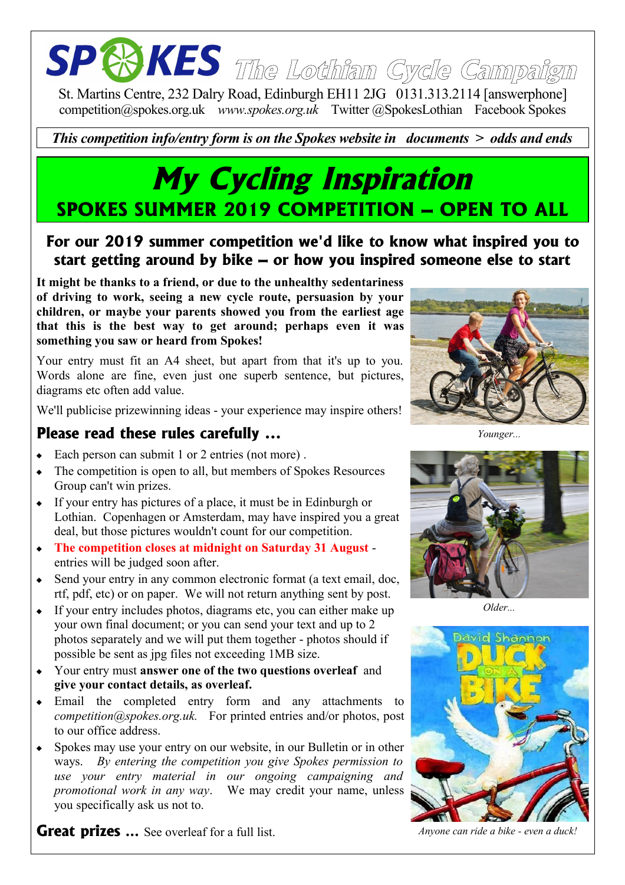# SPOKES The Lothian Cycle Campaign

St. Martins Centre, 232 Dalry Road, Edinburgh EH11 2JG 0131.313.2114 [answerphone]
competition@spokes.org.uk *www.spokes.org.uk* Twitter @SpokesLothian Facebook Spokes

*This competition info/entry form is on the Spokes website in documents > odds and ends*

# My Cycling Inspiration

## SPOKES SUMMER 2019 COMPETITION – OPEN TO ALL

### For our 2019 summer competition we'd like to know what inspired you to start getting around by bike – or how you inspired someone else to start

**It might be thanks to a friend, or due to the unhealthy sedentariness of driving to work, seeing a new cycle route, persuasion by your children, or maybe your parents showed you from the earliest age that this is the best way to get around; perhaps even it was something you saw or heard from Spokes!**

Your entry must fit an A4 sheet, but apart from that it's up to you. Words alone are fine, even just one superb sentence, but pictures, diagrams etc often add value.

We'll publicise prizewinning ideas - your experience may inspire others!

Younger...

### Please read these rules carefully …

- Each person can submit 1 or 2 entries (not more) .
- The competition is open to all, but members of Spokes Resources Group can't win prizes.
- If your entry has pictures of a place, it must be in Edinburgh or Lothian. Copenhagen or Amsterdam, may have inspired you a great deal, but those pictures wouldn't count for our competition.
- **The competition closes at midnight on Saturday 31 August** - entries will be judged soon after.
- Send your entry in any common electronic format (a text email, doc, rtf, pdf, etc) or on paper. We will not return anything sent by post.
- If your entry includes photos, diagrams etc, you can either make up your own final document; or you can send your text and up to 2 photos separately and we will put them together - photos should if possible be sent as jpg files not exceeding 1MB size.
- Your entry must **answer one of the two questions overleaf** and **give your contact details, as overleaf.**
- Email the completed entry form and any attachments to *competition@spokes.org.uk.* For printed entries and/or photos, post to our office address.
- Spokes may use your entry on our website, in our Bulletin or in other ways. *By entering the competition you give Spokes permission to use your entry material in our ongoing campaigning and promotional work in any way*. We may credit your name, unless you specifically ask us not to.

Older...

Anyone can ride a bike - even a duck!

**Great prizes …** See overleaf for a full list.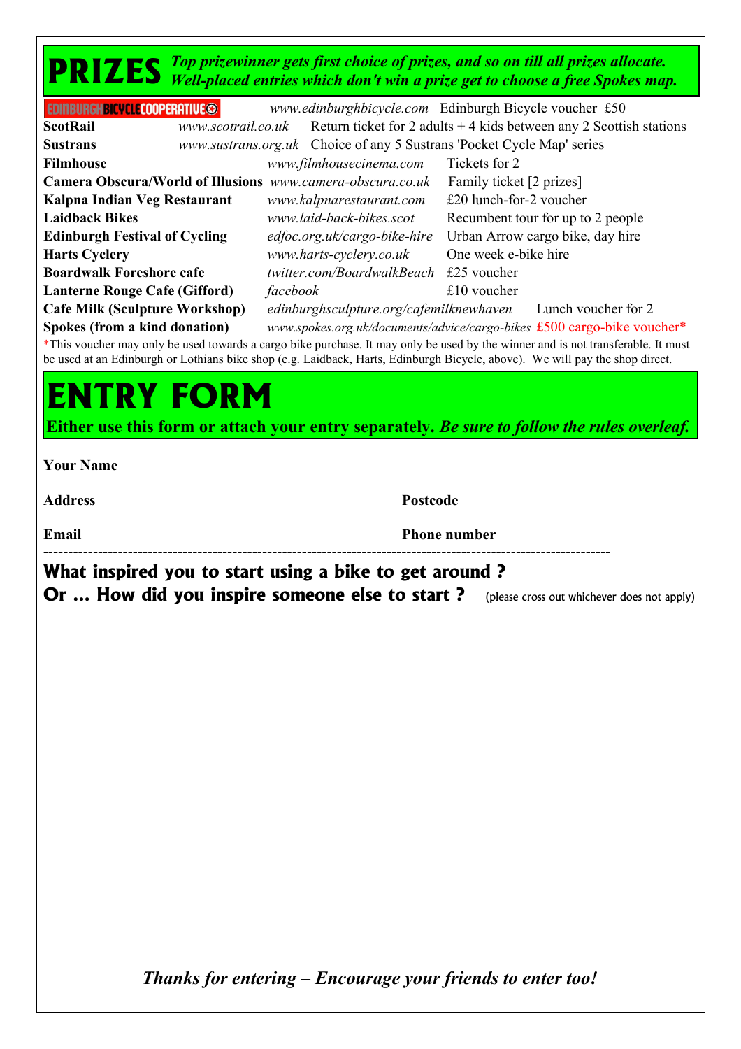# PRIZES

***Top prizewinner gets first choice of prizes, and so on till all prizes allocate. Well-placed entries which don't win a prize get to choose a free Spokes map.***

| | | |
|---|---|---|
| **EDINBURGH BICYCLE COOPERATIVE** | *www.edinburghbicycle.com* | Edinburgh Bicycle voucher £50 |
| **ScotRail** | *www.scotrail.co.uk* | Return ticket for 2 adults + 4 kids between any 2 Scottish stations |
| **Sustrans** | *www.sustrans.org.uk* | Choice of any 5 Sustrans 'Pocket Cycle Map' series |
| **Filmhouse** | *www.filmhousecinema.com* | Tickets for 2 |
| **Camera Obscura/World of Illusions** | *www.camera-obscura.co.uk* | Family ticket [2 prizes] |
| **Kalpna Indian Veg Restaurant** | *www.kalpnarestaurant.com* | £20 lunch-for-2 voucher |
| **Laidback Bikes** | *www.laid-back-bikes.scot* | Recumbent tour for up to 2 people |
| **Edinburgh Festival of Cycling** | *edfoc.org.uk/cargo-bike-hire* | Urban Arrow cargo bike, day hire |
| **Harts Cyclery** | *www.harts-cyclery.co.uk* | One week e-bike hire |
| **Boardwalk Foreshore cafe** | *twitter.com/BoardwalkBeach* | £25 voucher |
| **Lanterne Rouge Cafe (Gifford)** | *facebook* | £10 voucher |
| **Cafe Milk (Sculpture Workshop)** | *edinburghsculpture.org/cafemilknewhaven* | Lunch voucher for 2 |
| **Spokes (from a kind donation)** | *www.spokes.org.uk/documents/advice/cargo-bikes* | £500 cargo-bike voucher* |

*This voucher may only be used towards a cargo bike purchase. It may only be used by the winner and is not transferable. It must be used at an Edinburgh or Lothians bike shop (e.g. Laidback, Harts, Edinburgh Bicycle, above). We will pay the shop direct.

# ENTRY FORM

**Either use this form or attach your entry separately.** ***Be sure to follow the rules overleaf.***

**Your Name**

**Address** **Postcode**

**Email** **Phone number**

---

**What inspired you to start using a bike to get around ?**
**Or ... How did you inspire someone else to start ?** (please cross out whichever does not apply)

***Thanks for entering – Encourage your friends to enter too!***